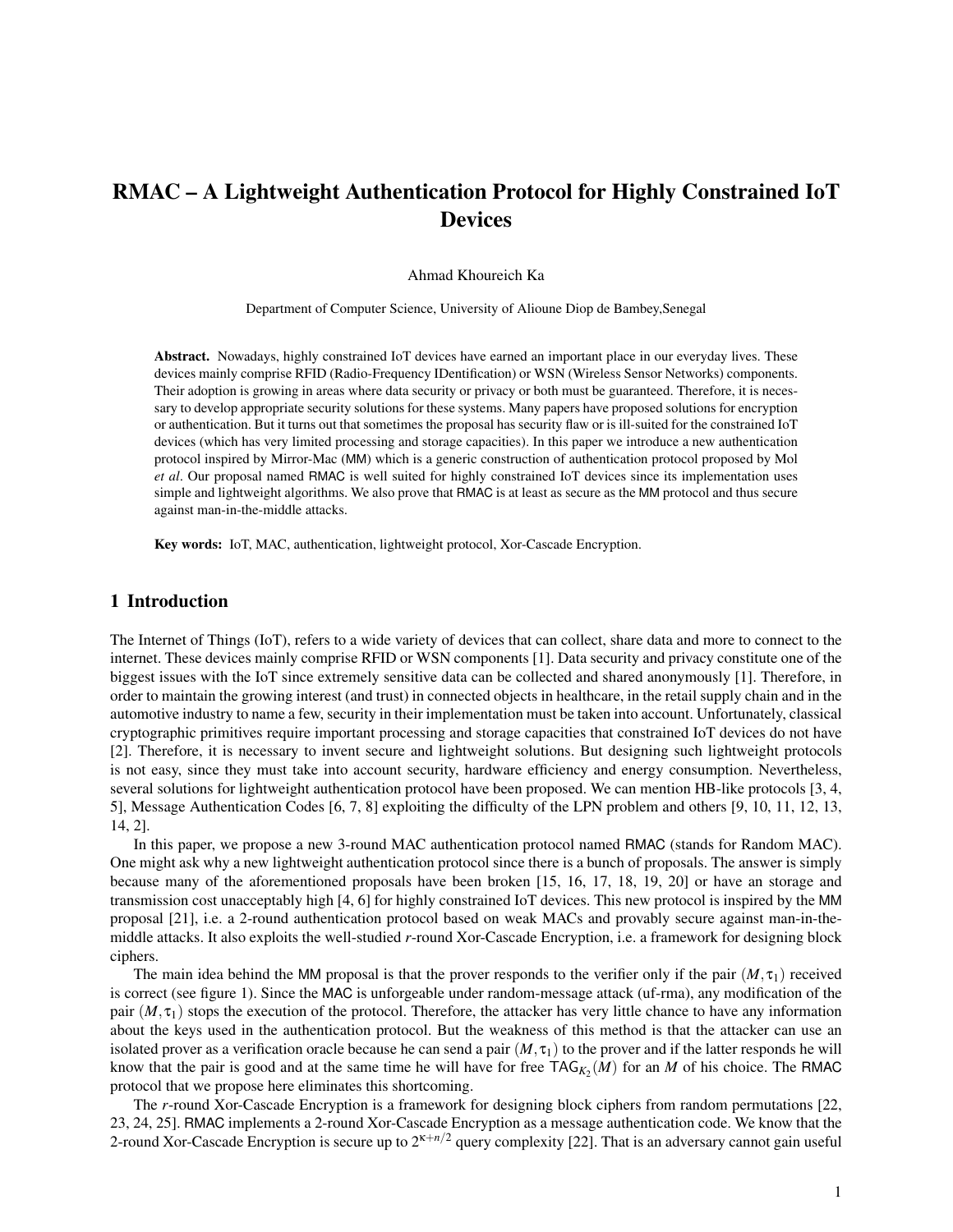# RMAC – A Lightweight Authentication Protocol for Highly Constrained IoT Devices

Ahmad Khoureich Ka

Department of Computer Science, University of Alioune Diop de Bambey,Senegal

**Abstract.** Nowadays, highly constrained IoT devices have earned an important place in our everyday lives. These devices mainly comprise RFID (Radio-Frequency IDentification) or WSN (Wireless Sensor Networks) components. Their adoption is growing in areas where data security or privacy or both must be guaranteed. Therefore, it is necessary to develop appropriate security solutions for these systems. Many papers have proposed solutions for encryption or authentication. But it turns out that sometimes the proposal has security flaw or is ill-suited for the constrained IoT devices (which has very limited processing and storage capacities). In this paper we introduce a new authentication protocol inspired by Mirror-Mac (MM) which is a generic construction of authentication protocol proposed by Mol *et al*. Our proposal named RMAC is well suited for highly constrained IoT devices since its implementation uses simple and lightweight algorithms. We also prove that RMAC is at least as secure as the MM protocol and thus secure against man-in-the-middle attacks.

**Key words:** IoT, MAC, authentication, lightweight protocol, Xor-Cascade Encryption.

## 1 Introduction

The Internet of Things (IoT), refers to a wide variety of devices that can collect, share data and more to connect to the internet. These devices mainly comprise RFID or WSN components [1]. Data security and privacy constitute one of the biggest issues with the IoT since extremely sensitive data can be collected and shared anonymously [1]. Therefore, in order to maintain the growing interest (and trust) in connected objects in healthcare, in the retail supply chain and in the automotive industry to name a few, security in their implementation must be taken into account. Unfortunately, classical cryptographic primitives require important processing and storage capacities that constrained IoT devices do not have [2]. Therefore, it is necessary to invent secure and lightweight solutions. But designing such lightweight protocols is not easy, since they must take into account security, hardware efficiency and energy consumption. Nevertheless, several solutions for lightweight authentication protocol have been proposed. We can mention HB-like protocols [3, 4, 5], Message Authentication Codes [6, 7, 8] exploiting the difficulty of the LPN problem and others [9, 10, 11, 12, 13, 14, 2].

In this paper, we propose a new 3-round MAC authentication protocol named RMAC (stands for Random MAC). One might ask why a new lightweight authentication protocol since there is a bunch of proposals. The answer is simply because many of the aforementioned proposals have been broken [15, 16, 17, 18, 19, 20] or have an storage and transmission cost unacceptably high [4, 6] for highly constrained IoT devices. This new protocol is inspired by the MM proposal [21], i.e. a 2-round authentication protocol based on weak MACs and provably secure against man-in-the-middle attacks. It also exploits the well-studied *r*-round Xor-Cascade Encryption, i.e. a framework for designing block ciphers.

The main idea behind the MM proposal is that the prover responds to the verifier only if the pair $(M, \tau_1)$ received is correct (see figure 1). Since the MAC is unforgeable under random-message attack (uf-rma), any modification of the pair $(M, \tau_1)$ stops the execution of the protocol. Therefore, the attacker has very little chance to have any information about the keys used in the authentication protocol. But the weakness of this method is that the attacker can use an isolated prover as a verification oracle because he can send a pair $(M, \tau_1)$ to the prover and if the latter responds he will know that the pair is good and at the same time he will have for free $\mathsf{TAG}_{K_2}(M)$ for an $M$ of his choice. The RMAC protocol that we propose here eliminates this shortcoming.

The *r*-round Xor-Cascade Encryption is a framework for designing block ciphers from random permutations [22, 23, 24, 25]. RMAC implements a 2-round Xor-Cascade Encryption as a message authentication code. We know that the 2-round Xor-Cascade Encryption is secure up to $2^{\kappa+n/2}$ query complexity [22]. That is an adversary cannot gain useful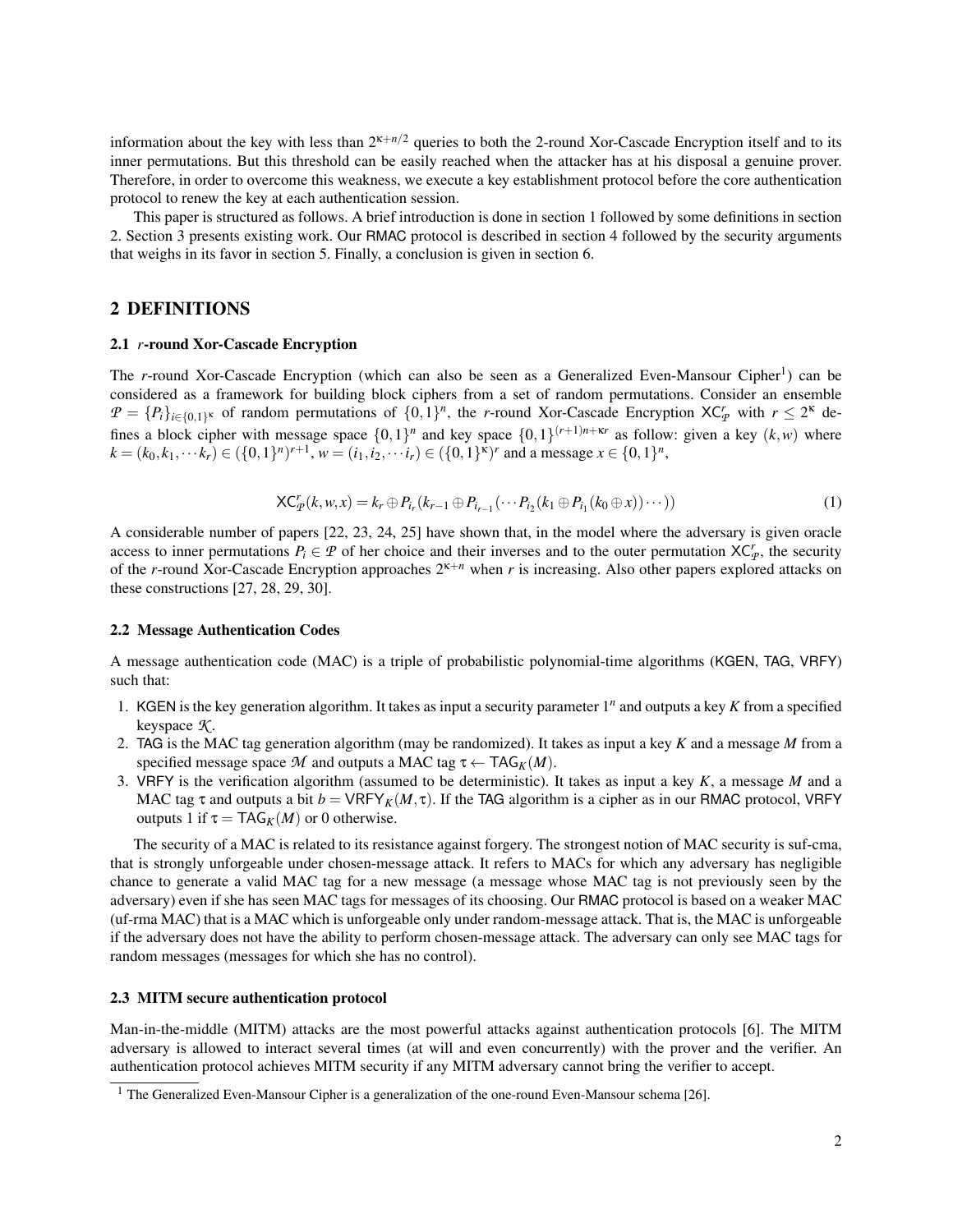information about the key with less than $2^{\kappa+n/2}$ queries to both the 2-round Xor-Cascade Encryption itself and to its inner permutations. But this threshold can be easily reached when the attacker has at his disposal a genuine prover. Therefore, in order to overcome this weakness, we execute a key establishment protocol before the core authentication protocol to renew the key at each authentication session.

This paper is structured as follows. A brief introduction is done in section 1 followed by some definitions in section 2. Section 3 presents existing work. Our RMAC protocol is described in section 4 followed by the security arguments that weighs in its favor in section 5. Finally, a conclusion is given in section 6.

## 2 DEFINITIONS

### 2.1 $r$-round Xor-Cascade Encryption

The $r$-round Xor-Cascade Encryption (which can also be seen as a Generalized Even-Mansour Cipher[1]) can be considered as a framework for building block ciphers from a set of random permutations. Consider an ensemble $\mathcal{P} = \{P_i\}_{i \in \{0,1\}^\kappa}$ of random permutations of $\{0,1\}^n$, the $r$-round Xor-Cascade Encryption $\mathsf{XC}^r_{\mathcal{P}}$ with $r \leq 2^\kappa$ defines a block cipher with message space $\{0,1\}^n$ and key space $\{0,1\}^{(r+1)n+\kappa r}$ as follow: given a key $(k,w)$ where $k = (k_0, k_1, \cdots k_r) \in (\{0,1\}^n)^{r+1}$, $w = (i_1, i_2, \cdots i_r) \in (\{0,1\}^\kappa)^r$ and a message $x \in \{0,1\}^n$,

$$\mathsf{XC}^r_{\mathcal{P}}(k,w,x) = k_r \oplus P_{i_r}(k_{r-1} \oplus P_{i_{r-1}}(\cdots P_{i_2}(k_1 \oplus P_{i_1}(k_0 \oplus x))\cdots)) \tag{1}$$

A considerable number of papers [22, 23, 24, 25] have shown that, in the model where the adversary is given oracle access to inner permutations $P_i \in \mathcal{P}$ of her choice and their inverses and to the outer permutation $\mathsf{XC}^r_{\mathcal{P}}$, the security of the $r$-round Xor-Cascade Encryption approaches $2^{\kappa+n}$ when $r$ is increasing. Also other papers explored attacks on these constructions [27, 28, 29, 30].

### 2.2 Message Authentication Codes

A message authentication code (MAC) is a triple of probabilistic polynomial-time algorithms (KGEN, TAG, VRFY) such that:

1. KGEN is the key generation algorithm. It takes as input a security parameter $1^n$ and outputs a key $K$ from a specified keyspace $\mathcal{K}$.
2. TAG is the MAC tag generation algorithm (may be randomized). It takes as input a key $K$ and a message $M$ from a specified message space $\mathcal{M}$ and outputs a MAC tag $\tau \leftarrow \mathsf{TAG}_K(M)$.
3. VRFY is the verification algorithm (assumed to be deterministic). It takes as input a key $K$, a message $M$ and a MAC tag $\tau$ and outputs a bit $b = \mathsf{VRFY}_K(M, \tau)$. If the TAG algorithm is a cipher as in our RMAC protocol, VRFY outputs 1 if $\tau = \mathsf{TAG}_K(M)$ or 0 otherwise.

The security of a MAC is related to its resistance against forgery. The strongest notion of MAC security is suf-cma, that is strongly unforgeable under chosen-message attack. It refers to MACs for which any adversary has negligible chance to generate a valid MAC tag for a new message (a message whose MAC tag is not previously seen by the adversary) even if she has seen MAC tags for messages of its choosing. Our RMAC protocol is based on a weaker MAC (uf-rma MAC) that is a MAC which is unforgeable only under random-message attack. That is, the MAC is unforgeable if the adversary does not have the ability to perform chosen-message attack. The adversary can only see MAC tags for random messages (messages for which she has no control).

### 2.3 MITM secure authentication protocol

Man-in-the-middle (MITM) attacks are the most powerful attacks against authentication protocols [6]. The MITM adversary is allowed to interact several times (at will and even concurrently) with the prover and the verifier. An authentication protocol achieves MITM security if any MITM adversary cannot bring the verifier to accept.

[1] The Generalized Even-Mansour Cipher is a generalization of the one-round Even-Mansour schema [26].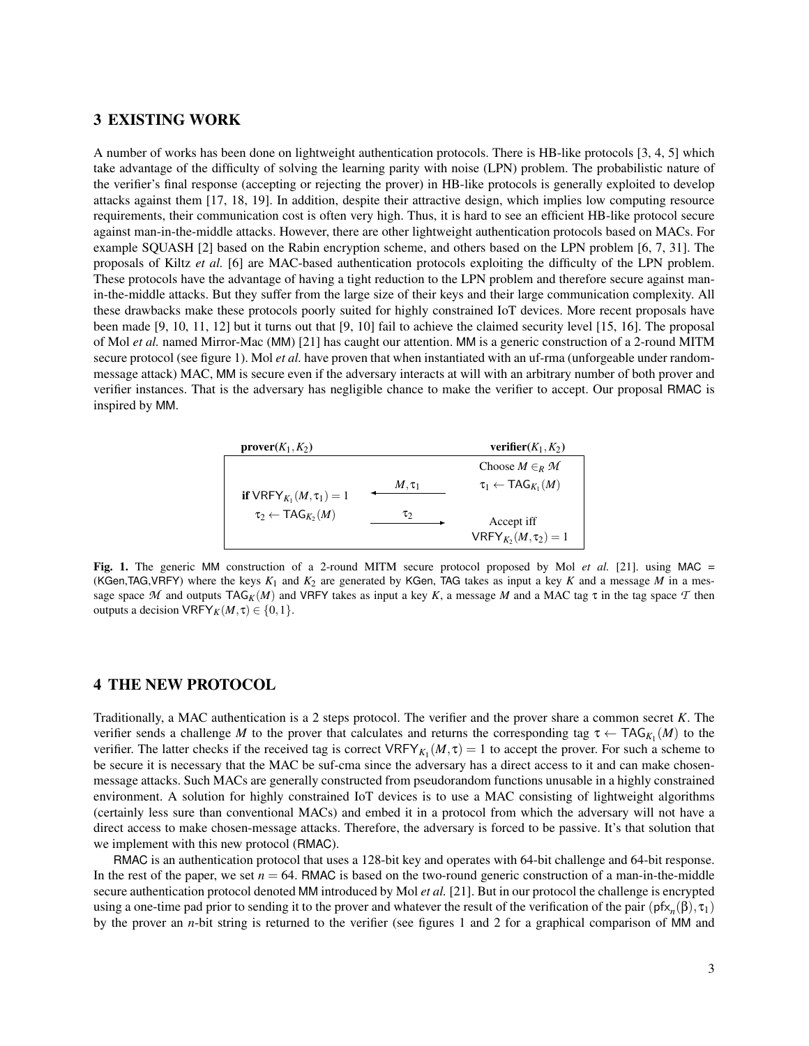## 3 EXISTING WORK

A number of works has been done on lightweight authentication protocols. There is HB-like protocols [3, 4, 5] which take advantage of the difficulty of solving the learning parity with noise (LPN) problem. The probabilistic nature of the verifier's final response (accepting or rejecting the prover) in HB-like protocols is generally exploited to develop attacks against them [17, 18, 19]. In addition, despite their attractive design, which implies low computing resource requirements, their communication cost is often very high. Thus, it is hard to see an efficient HB-like protocol secure against man-in-the-middle attacks. However, there are other lightweight authentication protocols based on MACs. For example SQUASH [2] based on the Rabin encryption scheme, and others based on the LPN problem [6, 7, 31]. The proposals of Kiltz *et al.* [6] are MAC-based authentication protocols exploiting the difficulty of the LPN problem. These protocols have the advantage of having a tight reduction to the LPN problem and therefore secure against man-in-the-middle attacks. But they suffer from the large size of their keys and their large communication complexity. All these drawbacks make these protocols poorly suited for highly constrained IoT devices. More recent proposals have been made [9, 10, 11, 12] but it turns out that [9, 10] fail to achieve the claimed security level [15, 16]. The proposal of Mol *et al.* named Mirror-Mac (MM) [21] has caught our attention. MM is a generic construction of a 2-round MITM secure protocol (see figure 1). Mol *et al.* have proven that when instantiated with an uf-rma (unforgeable under random-message attack) MAC, MM is secure even if the adversary interacts at will with an arbitrary number of both prover and verifier instances. That is the adversary has negligible chance to make the verifier to accept. Our proposal RMAC is inspired by MM.

| **prover**$(K_1, K_2)$ | | **verifier**$(K_1, K_2)$ |
|---|---|---|
| | | Choose $M \in_R \mathcal{M}$ |
| **if** $\mathsf{VRFY}_{K_1}(M, \tau_1) = 1$ | $\xleftarrow{M, \tau_1}$ | $\tau_1 \leftarrow \mathsf{TAG}_{K_1}(M)$ |
| $\tau_2 \leftarrow \mathsf{TAG}_{K_2}(M)$ | $\xrightarrow{\tau_2}$ | Accept iff $\mathsf{VRFY}_{K_2}(M, \tau_2) = 1$ |

**Fig. 1.** The generic MM construction of a 2-round MITM secure protocol proposed by Mol *et al.* [21]. using MAC = (KGen,TAG,VRFY) where the keys $K_1$ and $K_2$ are generated by KGen, TAG takes as input a key $K$ and a message $M$ in a message space $\mathcal{M}$ and outputs $\mathsf{TAG}_K(M)$ and VRFY takes as input a key $K$, a message $M$ and a MAC tag $\tau$ in the tag space $\mathcal{T}$ then outputs a decision $\mathsf{VRFY}_K(M, \tau) \in \{0, 1\}$.

## 4 THE NEW PROTOCOL

Traditionally, a MAC authentication is a 2 steps protocol. The verifier and the prover share a common secret $K$. The verifier sends a challenge $M$ to the prover that calculates and returns the corresponding tag $\tau \leftarrow \mathsf{TAG}_{K_1}(M)$ to the verifier. The latter checks if the received tag is correct $\mathsf{VRFY}_{K_1}(M, \tau) = 1$ to accept the prover. For such a scheme to be secure it is necessary that the MAC be suf-cma since the adversary has a direct access to it and can make chosen-message attacks. Such MACs are generally constructed from pseudorandom functions unusable in a highly constrained environment. A solution for highly constrained IoT devices is to use a MAC consisting of lightweight algorithms (certainly less sure than conventional MACs) and embed it in a protocol from which the adversary will not have a direct access to make chosen-message attacks. Therefore, the adversary is forced to be passive. It's that solution that we implement with this new protocol (RMAC).

RMAC is an authentication protocol that uses a 128-bit key and operates with 64-bit challenge and 64-bit response. In the rest of the paper, we set $n = 64$. RMAC is based on the two-round generic construction of a man-in-the-middle secure authentication protocol denoted MM introduced by Mol *et al.* [21]. But in our protocol the challenge is encrypted using a one-time pad prior to sending it to the prover and whatever the result of the verification of the pair $(\mathsf{pfx}_n(\beta), \tau_1)$ by the prover an $n$-bit string is returned to the verifier (see figures 1 and 2 for a graphical comparison of MM and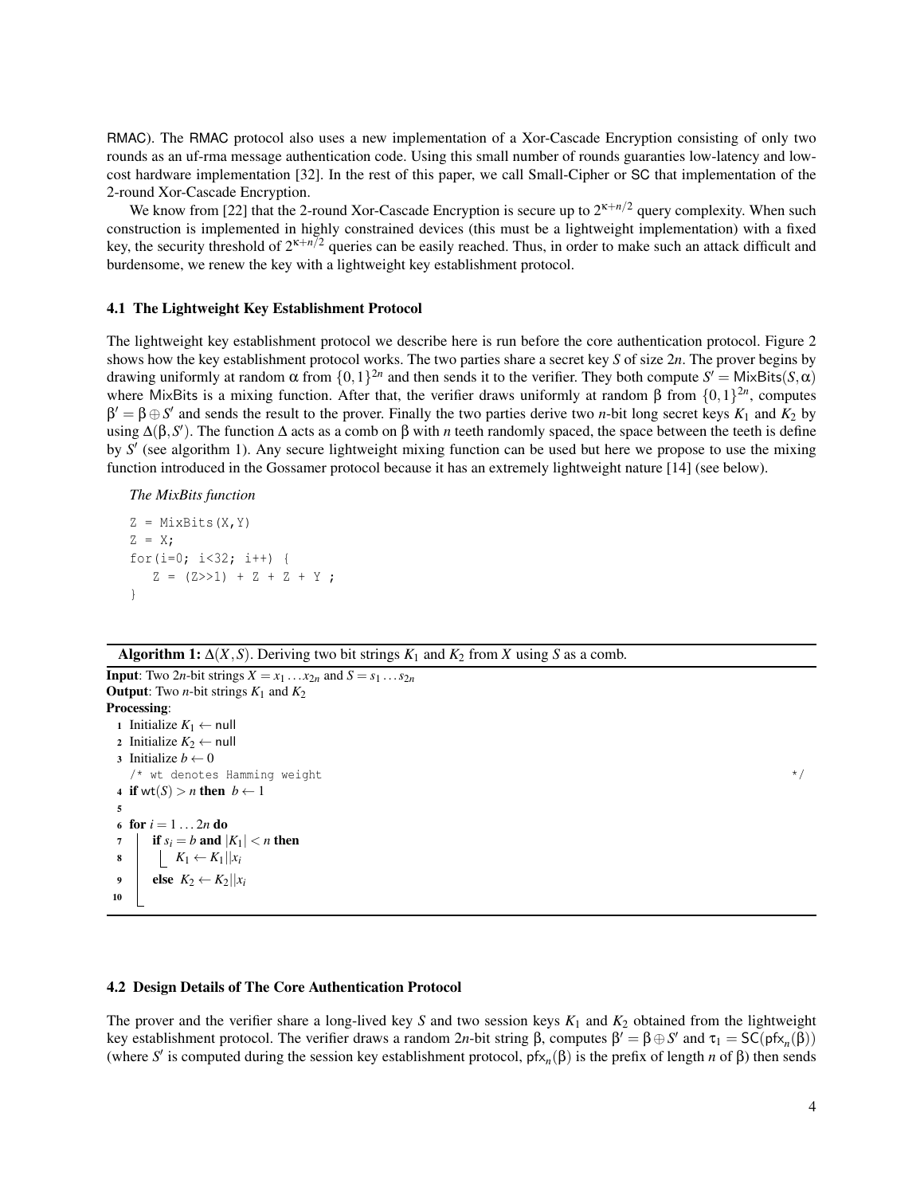RMAC). The RMAC protocol also uses a new implementation of a Xor-Cascade Encryption consisting of only two rounds as an uf-rma message authentication code. Using this small number of rounds guaranties low-latency and low-cost hardware implementation [32]. In the rest of this paper, we call Small-Cipher or SC that implementation of the 2-round Xor-Cascade Encryption.

We know from [22] that the 2-round Xor-Cascade Encryption is secure up to $2^{\kappa+n/2}$ query complexity. When such construction is implemented in highly constrained devices (this must be a lightweight implementation) with a fixed key, the security threshold of $2^{\kappa+n/2}$ queries can be easily reached. Thus, in order to make such an attack difficult and burdensome, we renew the key with a lightweight key establishment protocol.

### 4.1 The Lightweight Key Establishment Protocol

The lightweight key establishment protocol we describe here is run before the core authentication protocol. Figure 2 shows how the key establishment protocol works. The two parties share a secret key $S$ of size $2n$. The prover begins by drawing uniformly at random $\alpha$ from $\{0,1\}^{2n}$ and then sends it to the verifier. They both compute $S' = \mathsf{MixBits}(S,\alpha)$ where MixBits is a mixing function. After that, the verifier draws uniformly at random $\beta$ from $\{0,1\}^{2n}$, computes $\beta' = \beta \oplus S'$ and sends the result to the prover. Finally the two parties derive two $n$-bit long secret keys $K_1$ and $K_2$ by using $\Delta(\beta, S')$. The function $\Delta$ acts as a comb on $\beta$ with $n$ teeth randomly spaced, the space between the teeth is define by $S'$ (see algorithm 1). Any secure lightweight mixing function can be used but here we propose to use the mixing function introduced in the Gossamer protocol because it has an extremely lightweight nature [14] (see below).

*The MixBits function*

```
Z = MixBits(X,Y)
Z = X;
for(i=0; i<32; i++) {
    Z = (Z>>1) + Z + Z + Y ;
}
```

**Algorithm 1:** $\Delta(X,S)$. Deriving two bit strings $K_1$ and $K_2$ from $X$ using $S$ as a comb.

**Input**: Two $2n$-bit strings $X = x_1 \dots x_{2n}$ and $S = s_1 \dots s_{2n}$
**Output**: Two $n$-bit strings $K_1$ and $K_2$
**Processing**:

1. Initialize $K_1 \leftarrow$ null
2. Initialize $K_2 \leftarrow$ null
3. Initialize $b \leftarrow 0$
   /* wt denotes Hamming weight */
4. **if** $\mathsf{wt}(S) > n$ **then** $b \leftarrow 1$
5. 
6. **for** $i = 1 \dots 2n$ **do**
7. &nbsp;&nbsp;&nbsp;&nbsp;**if** $s_i = b$ **and** $|K_1| < n$ **then**
8. &nbsp;&nbsp;&nbsp;&nbsp;&nbsp;&nbsp;&nbsp;&nbsp;$K_1 \leftarrow K_1 || x_i$
9. &nbsp;&nbsp;&nbsp;&nbsp;**else** $K_2 \leftarrow K_2 || x_i$
10. 

### 4.2 Design Details of The Core Authentication Protocol

The prover and the verifier share a long-lived key $S$ and two session keys $K_1$ and $K_2$ obtained from the lightweight key establishment protocol. The verifier draws a random $2n$-bit string $\beta$, computes $\beta' = \beta \oplus S'$ and $\tau_1 = \mathsf{SC}(\mathsf{pfx}_n(\beta))$ (where $S'$ is computed during the session key establishment protocol, $\mathsf{pfx}_n(\beta)$ is the prefix of length $n$ of $\beta$) then sends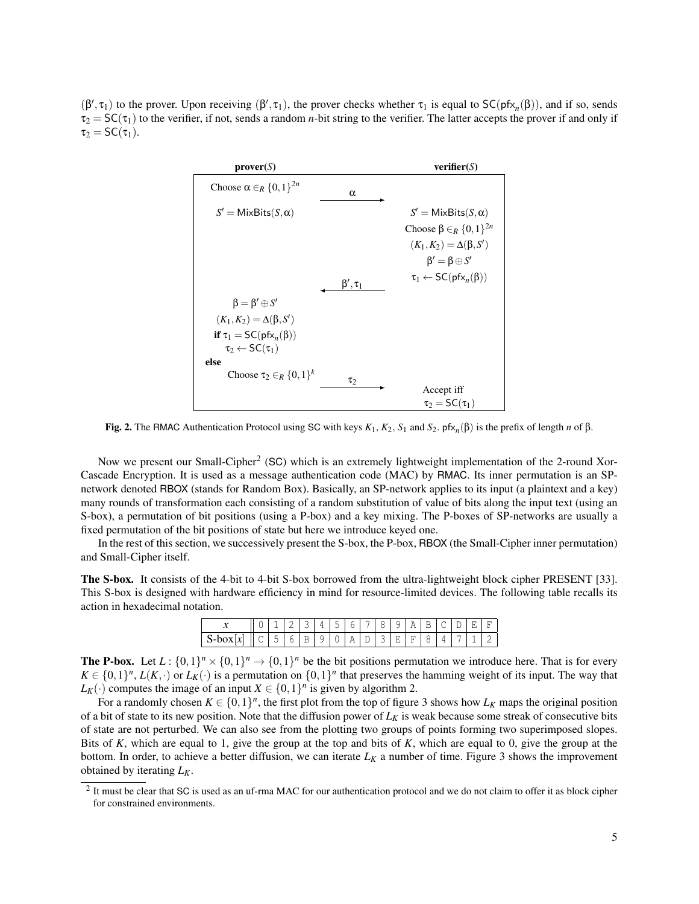$(\beta', \tau_1)$ to the prover. Upon receiving $(\beta', \tau_1)$, the prover checks whether $\tau_1$ is equal to $\mathsf{SC}(\mathsf{pfx}_n(\beta))$, and if so, sends $\tau_2 = \mathsf{SC}(\tau_1)$ to the verifier, if not, sends a random $n$-bit string to the verifier. The latter accepts the prover if and only if $\tau_2 = \mathsf{SC}(\tau_1)$.

| **prover($S$)** | | **verifier($S$)** |
|---|---|---|
| Choose $\alpha \in_R \{0,1\}^{2n}$ | $\xrightarrow{\alpha}$ | |
| $S' = \mathsf{MixBits}(S, \alpha)$ | | $S' = \mathsf{MixBits}(S, \alpha)$ |
| | | Choose $\beta \in_R \{0,1\}^{2n}$ |
| | | $(K_1, K_2) = \Delta(\beta, S')$ |
| | | $\beta' = \beta \oplus S'$ |
| | $\xleftarrow{\beta', \tau_1}$ | $\tau_1 \leftarrow \mathsf{SC}(\mathsf{pfx}_n(\beta))$ |
| $\beta = \beta' \oplus S'$ | | |
| $(K_1, K_2) = \Delta(\beta, S')$ | | |
| **if** $\tau_1 = \mathsf{SC}(\mathsf{pfx}_n(\beta))$ | | |
| $\quad \tau_2 \leftarrow \mathsf{SC}(\tau_1)$ | | |
| **else** | | |
| $\quad$ Choose $\tau_2 \in_R \{0,1\}^k$ | $\xrightarrow{\tau_2}$ | Accept iff $\tau_2 = \mathsf{SC}(\tau_1)$ |

**Fig. 2.** The RMAC Authentication Protocol using SC with keys $K_1$, $K_2$, $S_1$ and $S_2$. $\mathsf{pfx}_n(\beta)$ is the prefix of length $n$ of $\beta$.

Now we present our Small-Cipher[2] (SC) which is an extremely lightweight implementation of the 2-round Xor-Cascade Encryption. It is used as a message authentication code (MAC) by RMAC. Its inner permutation is an SP-network denoted RBOX (stands for Random Box). Basically, an SP-network applies to its input (a plaintext and a key) many rounds of transformation each consisting of a random substitution of value of bits along the input text (using an S-box), a permutation of bit positions (using a P-box) and a key mixing. The P-boxes of SP-networks are usually a fixed permutation of the bit positions of state but here we introduce keyed one.

In the rest of this section, we successively present the S-box, the P-box, RBOX (the Small-Cipher inner permutation) and Small-Cipher itself.

**The S-box.** It consists of the 4-bit to 4-bit S-box borrowed from the ultra-lightweight block cipher PRESENT [33]. This S-box is designed with hardware efficiency in mind for resource-limited devices. The following table recalls its action in hexadecimal notation.

| $x$ | 0 | 1 | 2 | 3 | 4 | 5 | 6 | 7 | 8 | 9 | A | B | C | D | E | F |
|---|---|---|---|---|---|---|---|---|---|---|---|---|---|---|---|---|
| S-box[$x$] | C | 5 | 6 | B | 9 | 0 | A | D | 3 | E | F | 8 | 4 | 7 | 1 | 2 |

**The P-box.** Let $L : \{0,1\}^n \times \{0,1\}^n \to \{0,1\}^n$ be the bit positions permutation we introduce here. That is for every $K \in \{0,1\}^n$, $L(K,\cdot)$ or $L_K(\cdot)$ is a permutation on $\{0,1\}^n$ that preserves the hamming weight of its input. The way that $L_K(\cdot)$ computes the image of an input $X \in \{0,1\}^n$ is given by algorithm 2.

For a randomly chosen $K \in \{0,1\}^n$, the first plot from the top of figure 3 shows how $L_K$ maps the original position of a bit of state to its new position. Note that the diffusion power of $L_K$ is weak because some streak of consecutive bits of state are not perturbed. We can also see from the plotting two groups of points forming two superimposed slopes. Bits of $K$, which are equal to 1, give the group at the top and bits of $K$, which are equal to 0, give the group at the bottom. In order, to achieve a better diffusion, we can iterate $L_K$ a number of time. Figure 3 shows the improvement obtained by iterating $L_K$.

[2] It must be clear that SC is used as an uf-rma MAC for our authentication protocol and we do not claim to offer it as block cipher for constrained environments.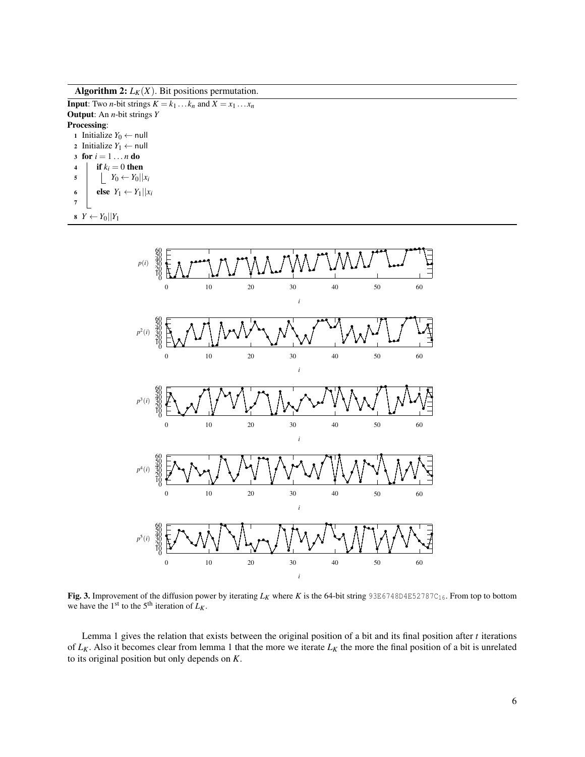**Algorithm 2:** $L_K(X)$. Bit positions permutation.

**Input**: Two $n$-bit strings $K = k_1 \dots k_n$ and $X = x_1 \dots x_n$
**Output**: An $n$-bit strings $Y$
**Processing**:

```
1 Initialize Y_0 ← null
2 Initialize Y_1 ← null
3 for i = 1 ... n do
4     if k_i = 0 then
5         Y_0 ← Y_0||x_i
6     else Y_1 ← Y_1||x_i
7
8 Y ← Y_0||Y_1
```

**Fig. 3.** Improvement of the diffusion power by iterating $L_K$ where $K$ is the 64-bit string $93E6748D4E52787C_{16}$. From top to bottom we have the 1[st] to the 5[th] iteration of $L_K$.

Lemma 1 gives the relation that exists between the original position of a bit and its final position after $t$ iterations of $L_K$. Also it becomes clear from lemma 1 that the more we iterate $L_K$ the more the final position of a bit is unrelated to its original position but only depends on $K$.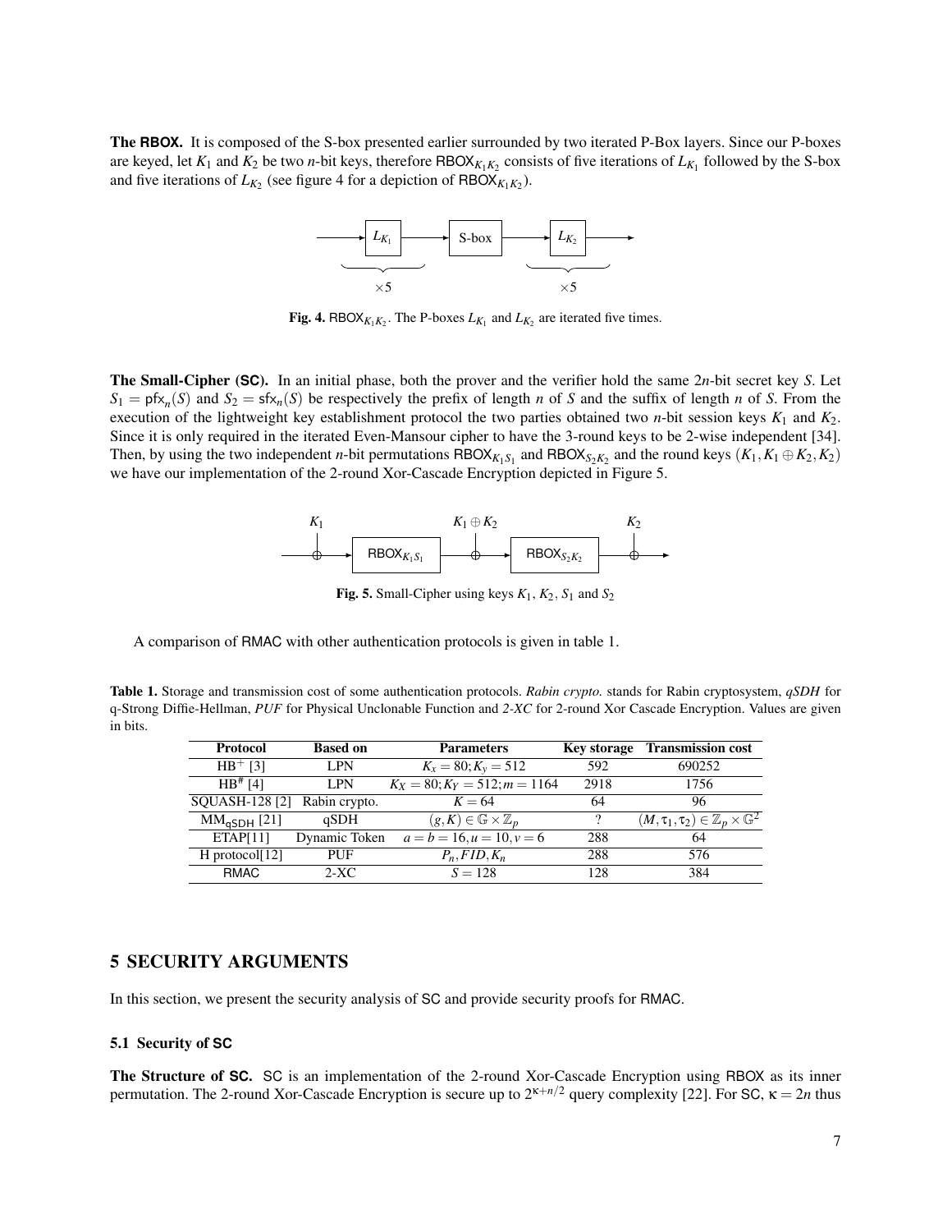**The RBOX.** It is composed of the S-box presented earlier surrounded by two iterated P-Box layers. Since our P-boxes are keyed, let $K_1$ and $K_2$ be two $n$-bit keys, therefore $\mathsf{RBOX}_{K_1K_2}$ consists of five iterations of $L_{K_1}$ followed by the S-box and five iterations of $L_{K_2}$ (see figure 4 for a depiction of $\mathsf{RBOX}_{K_1K_2}$).

**Fig. 4.** $\mathsf{RBOX}_{K_1K_2}$. The P-boxes $L_{K_1}$ and $L_{K_2}$ are iterated five times.

**The Small-Cipher (SC).** In an initial phase, both the prover and the verifier hold the same $2n$-bit secret key $S$. Let $S_1 = \mathsf{pfx}_n(S)$ and $S_2 = \mathsf{sfx}_n(S)$ be respectively the prefix of length $n$ of $S$ and the suffix of length $n$ of $S$. From the execution of the lightweight key establishment protocol the two parties obtained two $n$-bit session keys $K_1$ and $K_2$. Since it is only required in the iterated Even-Mansour cipher to have the 3-round keys to be 2-wise independent [34]. Then, by using the two independent $n$-bit permutations $\mathsf{RBOX}_{K_1S_1}$ and $\mathsf{RBOX}_{S_2K_2}$ and the round keys $(K_1, K_1 \oplus K_2, K_2)$ we have our implementation of the 2-round Xor-Cascade Encryption depicted in Figure 5.

**Fig. 5.** Small-Cipher using keys $K_1$, $K_2$, $S_1$ and $S_2$

A comparison of RMAC with other authentication protocols is given in table 1.

**Table 1.** Storage and transmission cost of some authentication protocols. *Rabin crypto.* stands for Rabin cryptosystem, *qSDH* for q-Strong Diffie-Hellman, *PUF* for Physical Unclonable Function and *2-XC* for 2-round Xor Cascade Encryption. Values are given in bits.

| Protocol | Based on | Parameters | Key storage | Transmission cost |
|---|---|---|---|---|
| $HB^+$ [3] | LPN | $K_x = 80; K_y = 512$ | 592 | 690252 |
| $HB^\#$ [4] | LPN | $K_X = 80; K_Y = 512; m = 1164$ | 2918 | 1756 |
| SQUASH-128 [2] | Rabin crypto. | $K = 64$ | 64 | 96 |
| $MM_{\mathsf{qSDH}}$ [21] | qSDH | $(g, K) \in \mathbb{G} \times \mathbb{Z}_p$ | ? | $(M, \tau_1, \tau_2) \in \mathbb{Z}_p \times \mathbb{G}^2$ |
| ETAP[11] | Dynamic Token | $a = b = 16, u = 10, v = 6$ | 288 | 64 |
| H protocol[12] | PUF | $P_n, FID, K_n$ | 288 | 576 |
| RMAC | 2-XC | $S = 128$ | 128 | 384 |

## 5 SECURITY ARGUMENTS

In this section, we present the security analysis of SC and provide security proofs for RMAC.

### 5.1 Security of SC

**The Structure of SC.** SC is an implementation of the 2-round Xor-Cascade Encryption using RBOX as its inner permutation. The 2-round Xor-Cascade Encryption is secure up to $2^{\kappa+n/2}$ query complexity [22]. For SC, $\kappa = 2n$ thus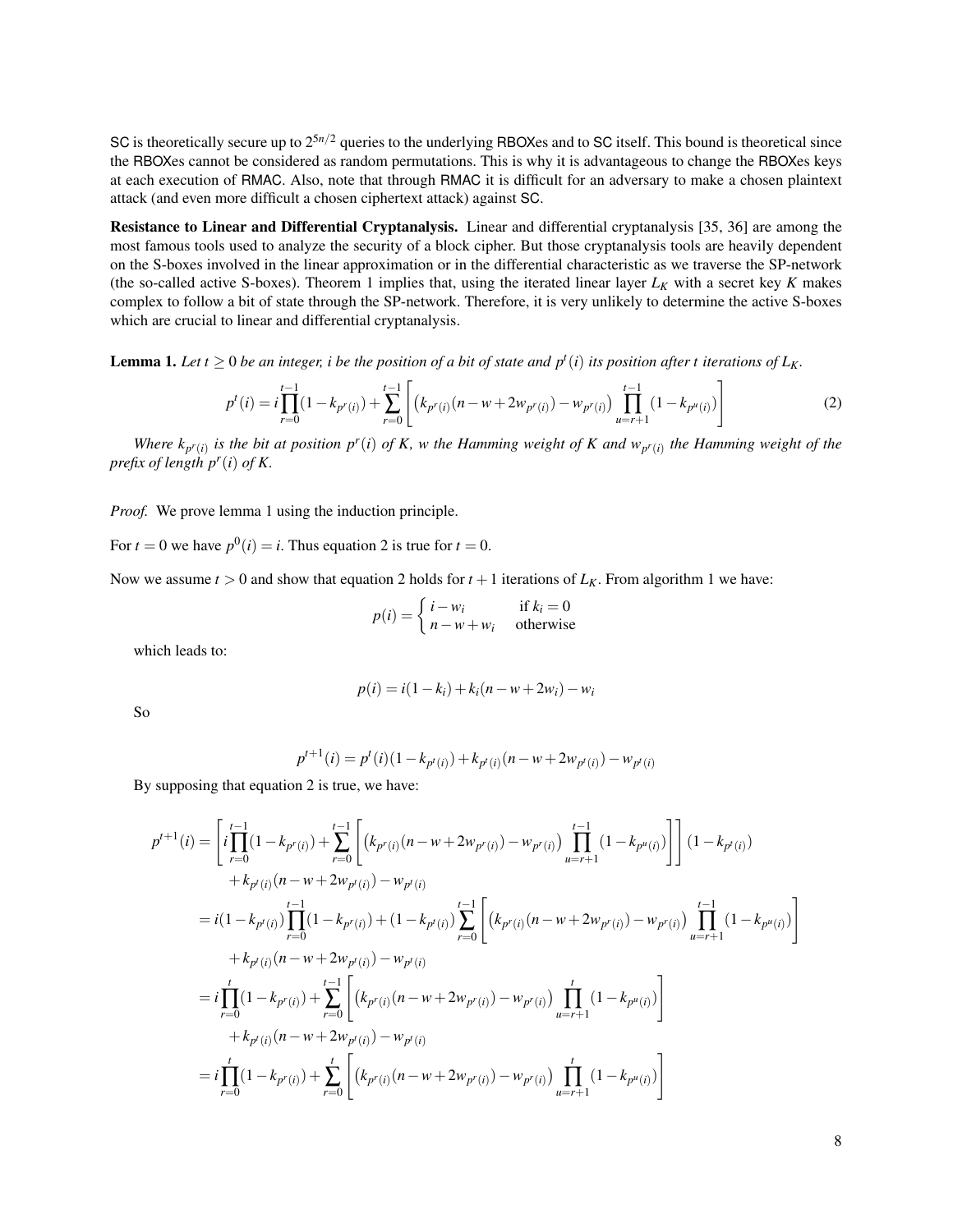SC is theoretically secure up to $2^{5n/2}$ queries to the underlying RBOXes and to SC itself. This bound is theoretical since the RBOXes cannot be considered as random permutations. This is why it is advantageous to change the RBOXes keys at each execution of RMAC. Also, note that through RMAC it is difficult for an adversary to make a chosen plaintext attack (and even more difficult a chosen ciphertext attack) against SC.

**Resistance to Linear and Differential Cryptanalysis.** Linear and differential cryptanalysis [35, 36] are among the most famous tools used to analyze the security of a block cipher. But those cryptanalysis tools are heavily dependent on the S-boxes involved in the linear approximation or in the differential characteristic as we traverse the SP-network (the so-called active S-boxes). Theorem 1 implies that, using the iterated linear layer $L_K$ with a secret key $K$ makes complex to follow a bit of state through the SP-network. Therefore, it is very unlikely to determine the active S-boxes which are crucial to linear and differential cryptanalysis.

**Lemma 1.** *Let $t \geq 0$ be an integer, $i$ be the position of a bit of state and $p^t(i)$ its position after $t$ iterations of $L_K$.*

$$p^t(i) = i\prod_{r=0}^{t-1}(1-k_{p^r(i)}) + \sum_{r=0}^{t-1}\left[\left(k_{p^r(i)}(n-w+2w_{p^r(i)}) - w_{p^r(i)}\right)\prod_{u=r+1}^{t-1}(1-k_{p^u(i)})\right] \quad (2)$$

*Where $k_{p^r(i)}$ is the bit at position $p^r(i)$ of $K$, $w$ the Hamming weight of $K$ and $w_{p^r(i)}$ the Hamming weight of the prefix of length $p^r(i)$ of $K$.*

*Proof.* We prove lemma 1 using the induction principle.

For $t = 0$ we have $p^0(i) = i$. Thus equation 2 is true for $t = 0$.

Now we assume $t > 0$ and show that equation 2 holds for $t+1$ iterations of $L_K$. From algorithm 1 we have:

$$p(i) = \begin{cases} i - w_i & \text{if } k_i = 0 \\ n - w + w_i & \text{otherwise} \end{cases}$$

which leads to:

$$p(i) = i(1-k_i) + k_i(n-w+2w_i) - w_i$$

So

$$p^{t+1}(i) = p^t(i)(1-k_{p^t(i)}) + k_{p^t(i)}(n-w+2w_{p^t(i)}) - w_{p^t(i)}$$

By supposing that equation 2 is true, we have:

$$\begin{aligned}
p^{t+1}(i) &= \left[i\prod_{r=0}^{t-1}(1-k_{p^r(i)}) + \sum_{r=0}^{t-1}\left[\left(k_{p^r(i)}(n-w+2w_{p^r(i)}) - w_{p^r(i)}\right)\prod_{u=r+1}^{t-1}(1-k_{p^u(i)})\right]\right](1-k_{p^t(i)}) \\
&\quad + k_{p^t(i)}(n-w+2w_{p^t(i)}) - w_{p^t(i)} \\
&= i(1-k_{p^t(i)})\prod_{r=0}^{t-1}(1-k_{p^r(i)}) + (1-k_{p^t(i)})\sum_{r=0}^{t-1}\left[\left(k_{p^r(i)}(n-w+2w_{p^r(i)}) - w_{p^r(i)}\right)\prod_{u=r+1}^{t-1}(1-k_{p^u(i)})\right] \\
&\quad + k_{p^t(i)}(n-w+2w_{p^t(i)}) - w_{p^t(i)} \\
&= i\prod_{r=0}^{t}(1-k_{p^r(i)}) + \sum_{r=0}^{t-1}\left[\left(k_{p^r(i)}(n-w+2w_{p^r(i)}) - w_{p^r(i)}\right)\prod_{u=r+1}^{t}(1-k_{p^u(i)})\right] \\
&\quad + k_{p^t(i)}(n-w+2w_{p^t(i)}) - w_{p^t(i)} \\
&= i\prod_{r=0}^{t}(1-k_{p^r(i)}) + \sum_{r=0}^{t}\left[\left(k_{p^r(i)}(n-w+2w_{p^r(i)}) - w_{p^r(i)}\right)\prod_{u=r+1}^{t}(1-k_{p^u(i)})\right]
\end{aligned}$$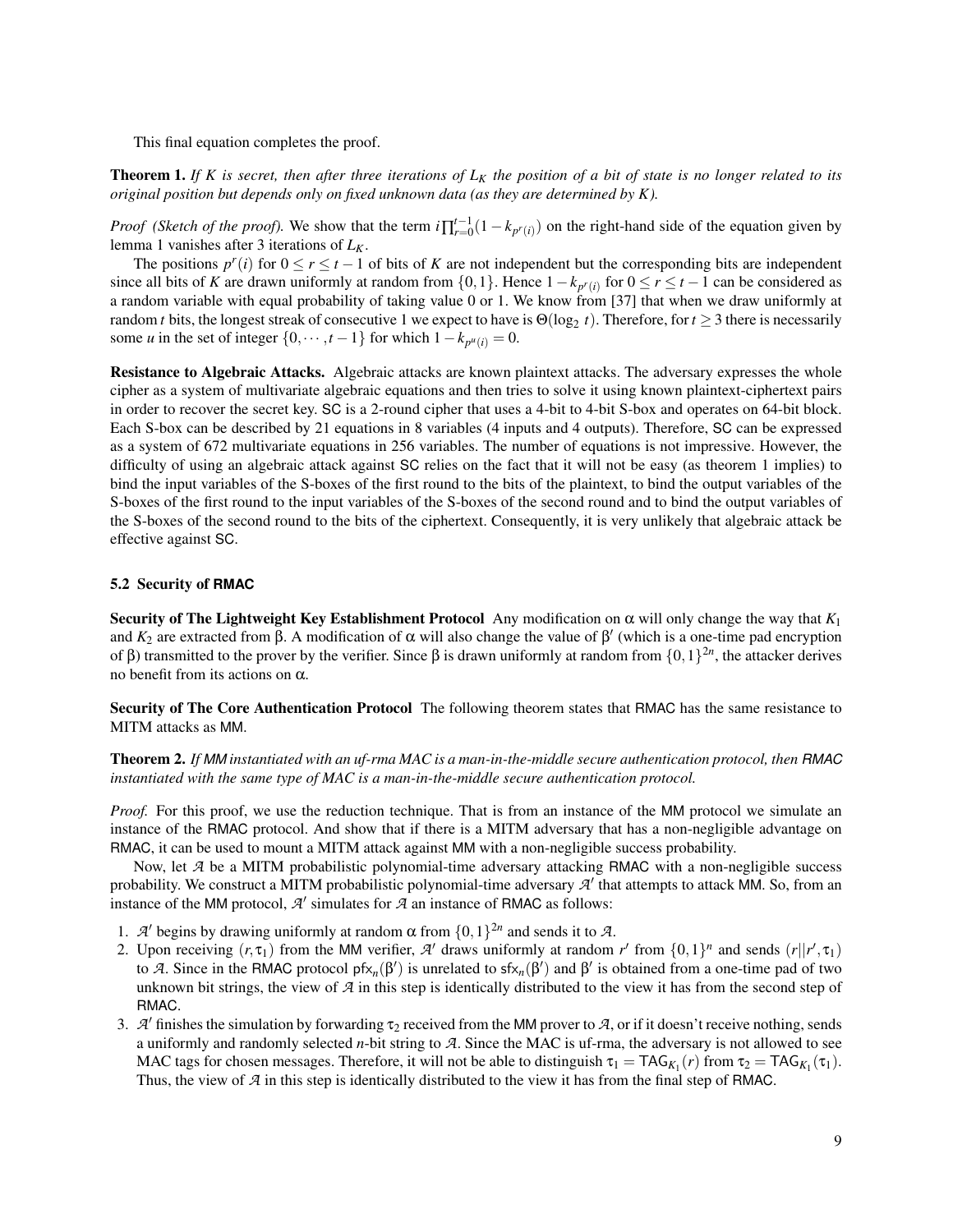This final equation completes the proof.

**Theorem 1.** *If $K$ is secret, then after three iterations of $L_K$ the position of a bit of state is no longer related to its original position but depends only on fixed unknown data (as they are determined by $K$).*

*Proof (Sketch of the proof).* We show that the term $i\prod_{r=0}^{t-1}(1-k_{p^r(i)})$ on the right-hand side of the equation given by lemma 1 vanishes after 3 iterations of $L_K$.

The positions $p^r(i)$ for $0 \leq r \leq t-1$ of bits of $K$ are not independent but the corresponding bits are independent since all bits of $K$ are drawn uniformly at random from $\{0,1\}$. Hence $1-k_{p^r(i)}$ for $0 \leq r \leq t-1$ can be considered as a random variable with equal probability of taking value 0 or 1. We know from [37] that when we draw uniformly at random $t$ bits, the longest streak of consecutive 1 we expect to have is $\Theta(\log_2 t)$. Therefore, for $t \geq 3$ there is necessarily some $u$ in the set of integer $\{0,\cdots,t-1\}$ for which $1-k_{p^u(i)} = 0$.

**Resistance to Algebraic Attacks.** Algebraic attacks are known plaintext attacks. The adversary expresses the whole cipher as a system of multivariate algebraic equations and then tries to solve it using known plaintext-ciphertext pairs in order to recover the secret key. SC is a 2-round cipher that uses a 4-bit to 4-bit S-box and operates on 64-bit block. Each S-box can be described by 21 equations in 8 variables (4 inputs and 4 outputs). Therefore, SC can be expressed as a system of 672 multivariate equations in 256 variables. The number of equations is not impressive. However, the difficulty of using an algebraic attack against SC relies on the fact that it will not be easy (as theorem 1 implies) to bind the input variables of the S-boxes of the first round to the bits of the plaintext, to bind the output variables of the S-boxes of the first round to the input variables of the S-boxes of the second round and to bind the output variables of the S-boxes of the second round to the bits of the ciphertext. Consequently, it is very unlikely that algebraic attack be effective against SC.

### 5.2 Security of RMAC

**Security of The Lightweight Key Establishment Protocol** Any modification on $\alpha$ will only change the way that $K_1$ and $K_2$ are extracted from $\beta$. A modification of $\alpha$ will also change the value of $\beta'$ (which is a one-time pad encryption of $\beta$) transmitted to the prover by the verifier. Since $\beta$ is drawn uniformly at random from $\{0,1\}^{2n}$, the attacker derives no benefit from its actions on $\alpha$.

**Security of The Core Authentication Protocol** The following theorem states that RMAC has the same resistance to MITM attacks as MM.

**Theorem 2.** *If MM instantiated with an uf-rma MAC is a man-in-the-middle secure authentication protocol, then RMAC instantiated with the same type of MAC is a man-in-the-middle secure authentication protocol.*

*Proof.* For this proof, we use the reduction technique. That is from an instance of the MM protocol we simulate an instance of the RMAC protocol. And show that if there is a MITM adversary that has a non-negligible advantage on RMAC, it can be used to mount a MITM attack against MM with a non-negligible success probability.

Now, let $\mathcal{A}$ be a MITM probabilistic polynomial-time adversary attacking RMAC with a non-negligible success probability. We construct a MITM probabilistic polynomial-time adversary $\mathcal{A}'$ that attempts to attack MM. So, from an instance of the MM protocol, $\mathcal{A}'$ simulates for $\mathcal{A}$ an instance of RMAC as follows:

1. $\mathcal{A}'$ begins by drawing uniformly at random $\alpha$ from $\{0,1\}^{2n}$ and sends it to $\mathcal{A}$.
2. Upon receiving $(r,\tau_1)$ from the MM verifier, $\mathcal{A}'$ draws uniformly at random $r'$ from $\{0,1\}^n$ and sends $(r||r',\tau_1)$ to $\mathcal{A}$. Since in the RMAC protocol $\mathsf{pfx}_n(\beta')$ is unrelated to $\mathsf{sfx}_n(\beta')$ and $\beta'$ is obtained from a one-time pad of two unknown bit strings, the view of $\mathcal{A}$ in this step is identically distributed to the view it has from the second step of RMAC.
3. $\mathcal{A}'$ finishes the simulation by forwarding $\tau_2$ received from the MM prover to $\mathcal{A}$, or if it doesn't receive nothing, sends a uniformly and randomly selected $n$-bit string to $\mathcal{A}$. Since the MAC is uf-rma, the adversary is not allowed to see MAC tags for chosen messages. Therefore, it will not be able to distinguish $\tau_1 = \mathsf{TAG}_{K_1}(r)$ from $\tau_2 = \mathsf{TAG}_{K_1}(\tau_1)$. Thus, the view of $\mathcal{A}$ in this step is identically distributed to the view it has from the final step of RMAC.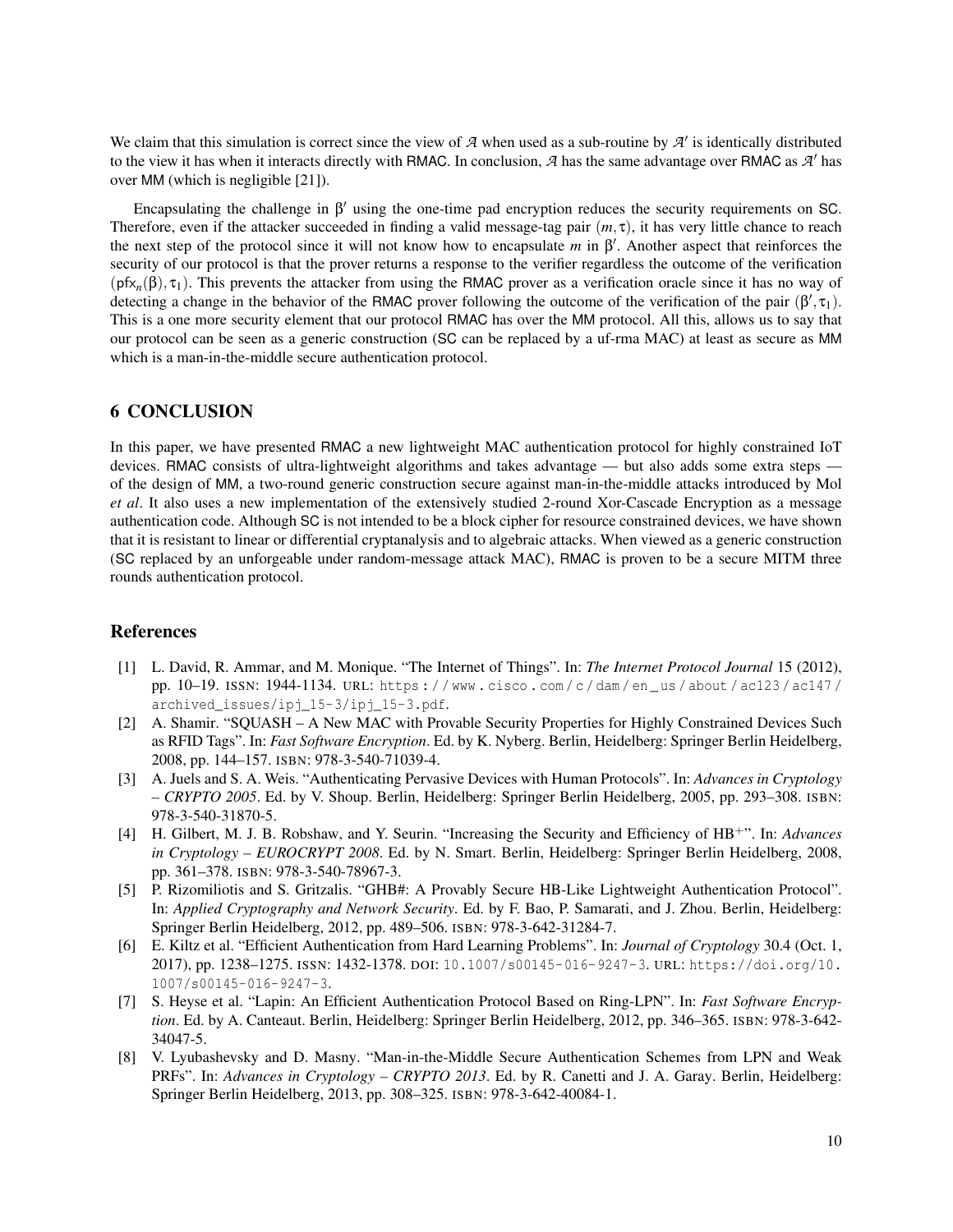We claim that this simulation is correct since the view of $\mathcal{A}$ when used as a sub-routine by $\mathcal{A}'$ is identically distributed to the view it has when it interacts directly with RMAC. In conclusion, $\mathcal{A}$ has the same advantage over RMAC as $\mathcal{A}'$ has over MM (which is negligible [21]).

Encapsulating the challenge in $\beta'$ using the one-time pad encryption reduces the security requirements on SC. Therefore, even if the attacker succeeded in finding a valid message-tag pair $(m, \tau)$, it has very little chance to reach the next step of the protocol since it will not know how to encapsulate $m$ in $\beta'$. Another aspect that reinforces the security of our protocol is that the prover returns a response to the verifier regardless the outcome of the verification $(\mathsf{pfx}_n(\beta), \tau_1)$. This prevents the attacker from using the RMAC prover as a verification oracle since it has no way of detecting a change in the behavior of the RMAC prover following the outcome of the verification of the pair $(\beta', \tau_1)$. This is a one more security element that our protocol RMAC has over the MM protocol. All this, allows us to say that our protocol can be seen as a generic construction (SC can be replaced by a uf-rma MAC) at least as secure as MM which is a man-in-the-middle secure authentication protocol.

## 6 CONCLUSION

In this paper, we have presented RMAC a new lightweight MAC authentication protocol for highly constrained IoT devices. RMAC consists of ultra-lightweight algorithms and takes advantage — but also adds some extra steps — of the design of MM, a two-round generic construction secure against man-in-the-middle attacks introduced by Mol *et al*. It also uses a new implementation of the extensively studied 2-round Xor-Cascade Encryption as a message authentication code. Although SC is not intended to be a block cipher for resource constrained devices, we have shown that it is resistant to linear or differential cryptanalysis and to algebraic attacks. When viewed as a generic construction (SC replaced by an unforgeable under random-message attack MAC), RMAC is proven to be a secure MITM three rounds authentication protocol.

## References

[1] L. David, R. Ammar, and M. Monique. "The Internet of Things". In: *The Internet Protocol Journal* 15 (2012), pp. 10–19. ISSN: 1944-1134. URL: https://www.cisco.com/c/dam/en_us/about/ac123/ac147/archived_issues/ipj_15-3/ipj_15-3.pdf.

[2] A. Shamir. "SQUASH – A New MAC with Provable Security Properties for Highly Constrained Devices Such as RFID Tags". In: *Fast Software Encryption*. Ed. by K. Nyberg. Berlin, Heidelberg: Springer Berlin Heidelberg, 2008, pp. 144–157. ISBN: 978-3-540-71039-4.

[3] A. Juels and S. A. Weis. "Authenticating Pervasive Devices with Human Protocols". In: *Advances in Cryptology – CRYPTO 2005*. Ed. by V. Shoup. Berlin, Heidelberg: Springer Berlin Heidelberg, 2005, pp. 293–308. ISBN: 978-3-540-31870-5.

[4] H. Gilbert, M. J. B. Robshaw, and Y. Seurin. "Increasing the Security and Efficiency of HB$^{+}$". In: *Advances in Cryptology – EUROCRYPT 2008*. Ed. by N. Smart. Berlin, Heidelberg: Springer Berlin Heidelberg, 2008, pp. 361–378. ISBN: 978-3-540-78967-3.

[5] P. Rizomiliotis and S. Gritzalis. "GHB#: A Provably Secure HB-Like Lightweight Authentication Protocol". In: *Applied Cryptography and Network Security*. Ed. by F. Bao, P. Samarati, and J. Zhou. Berlin, Heidelberg: Springer Berlin Heidelberg, 2012, pp. 489–506. ISBN: 978-3-642-31284-7.

[6] E. Kiltz et al. "Efficient Authentication from Hard Learning Problems". In: *Journal of Cryptology* 30.4 (Oct. 1, 2017), pp. 1238–1275. ISSN: 1432-1378. DOI: 10.1007/s00145-016-9247-3. URL: https://doi.org/10.1007/s00145-016-9247-3.

[7] S. Heyse et al. "Lapin: An Efficient Authentication Protocol Based on Ring-LPN". In: *Fast Software Encryption*. Ed. by A. Canteaut. Berlin, Heidelberg: Springer Berlin Heidelberg, 2012, pp. 346–365. ISBN: 978-3-642-34047-5.

[8] V. Lyubashevsky and D. Masny. "Man-in-the-Middle Secure Authentication Schemes from LPN and Weak PRFs". In: *Advances in Cryptology – CRYPTO 2013*. Ed. by R. Canetti and J. A. Garay. Berlin, Heidelberg: Springer Berlin Heidelberg, 2013, pp. 308–325. ISBN: 978-3-642-40084-1.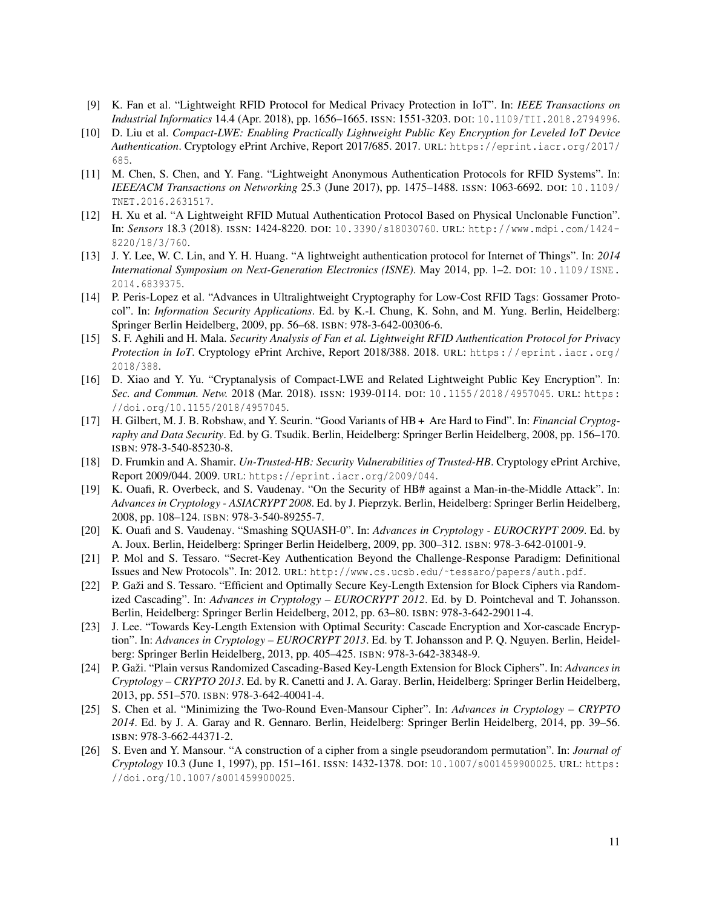[9] K. Fan et al. “Lightweight RFID Protocol for Medical Privacy Protection in IoT”. In: *IEEE Transactions on Industrial Informatics* 14.4 (Apr. 2018), pp. 1656–1665. ISSN: 1551-3203. DOI: 10.1109/TII.2018.2794996.

[10] D. Liu et al. *Compact-LWE: Enabling Practically Lightweight Public Key Encryption for Leveled IoT Device Authentication*. Cryptology ePrint Archive, Report 2017/685. 2017. URL: https://eprint.iacr.org/2017/685.

[11] M. Chen, S. Chen, and Y. Fang. “Lightweight Anonymous Authentication Protocols for RFID Systems”. In: *IEEE/ACM Transactions on Networking* 25.3 (June 2017), pp. 1475–1488. ISSN: 1063-6692. DOI: 10.1109/TNET.2016.2631517.

[12] H. Xu et al. “A Lightweight RFID Mutual Authentication Protocol Based on Physical Unclonable Function”. In: *Sensors* 18.3 (2018). ISSN: 1424-8220. DOI: 10.3390/s18030760. URL: http://www.mdpi.com/1424-8220/18/3/760.

[13] J. Y. Lee, W. C. Lin, and Y. H. Huang. “A lightweight authentication protocol for Internet of Things”. In: *2014 International Symposium on Next-Generation Electronics (ISNE)*. May 2014, pp. 1–2. DOI: 10.1109/ISNE.2014.6839375.

[14] P. Peris-Lopez et al. “Advances in Ultralightweight Cryptography for Low-Cost RFID Tags: Gossamer Protocol”. In: *Information Security Applications*. Ed. by K.-I. Chung, K. Sohn, and M. Yung. Berlin, Heidelberg: Springer Berlin Heidelberg, 2009, pp. 56–68. ISBN: 978-3-642-00306-6.

[15] S. F. Aghili and H. Mala. *Security Analysis of Fan et al. Lightweight RFID Authentication Protocol for Privacy Protection in IoT*. Cryptology ePrint Archive, Report 2018/388. 2018. URL: https://eprint.iacr.org/2018/388.

[16] D. Xiao and Y. Yu. “Cryptanalysis of Compact-LWE and Related Lightweight Public Key Encryption”. In: *Sec. and Commun. Netw.* 2018 (Mar. 2018). ISSN: 1939-0114. DOI: 10.1155/2018/4957045. URL: https://doi.org/10.1155/2018/4957045.

[17] H. Gilbert, M. J. B. Robshaw, and Y. Seurin. “Good Variants of HB + Are Hard to Find”. In: *Financial Cryptography and Data Security*. Ed. by G. Tsudik. Berlin, Heidelberg: Springer Berlin Heidelberg, 2008, pp. 156–170. ISBN: 978-3-540-85230-8.

[18] D. Frumkin and A. Shamir. *Un-Trusted-HB: Security Vulnerabilities of Trusted-HB*. Cryptology ePrint Archive, Report 2009/044. 2009. URL: https://eprint.iacr.org/2009/044.

[19] K. Ouafi, R. Overbeck, and S. Vaudenay. “On the Security of HB# against a Man-in-the-Middle Attack”. In: *Advances in Cryptology - ASIACRYPT 2008*. Ed. by J. Pieprzyk. Berlin, Heidelberg: Springer Berlin Heidelberg, 2008, pp. 108–124. ISBN: 978-3-540-89255-7.

[20] K. Ouafi and S. Vaudenay. “Smashing SQUASH-0”. In: *Advances in Cryptology - EUROCRYPT 2009*. Ed. by A. Joux. Berlin, Heidelberg: Springer Berlin Heidelberg, 2009, pp. 300–312. ISBN: 978-3-642-01001-9.

[21] P. Mol and S. Tessaro. “Secret-Key Authentication Beyond the Challenge-Response Paradigm: Definitional Issues and New Protocols”. In: 2012. URL: http://www.cs.ucsb.edu/~tessaro/papers/auth.pdf.

[22] P. Gaži and S. Tessaro. “Efficient and Optimally Secure Key-Length Extension for Block Ciphers via Randomized Cascading”. In: *Advances in Cryptology – EUROCRYPT 2012*. Ed. by D. Pointcheval and T. Johansson. Berlin, Heidelberg: Springer Berlin Heidelberg, 2012, pp. 63–80. ISBN: 978-3-642-29011-4.

[23] J. Lee. “Towards Key-Length Extension with Optimal Security: Cascade Encryption and Xor-cascade Encryption”. In: *Advances in Cryptology – EUROCRYPT 2013*. Ed. by T. Johansson and P. Q. Nguyen. Berlin, Heidelberg: Springer Berlin Heidelberg, 2013, pp. 405–425. ISBN: 978-3-642-38348-9.

[24] P. Gaži. “Plain versus Randomized Cascading-Based Key-Length Extension for Block Ciphers”. In: *Advances in Cryptology – CRYPTO 2013*. Ed. by R. Canetti and J. A. Garay. Berlin, Heidelberg: Springer Berlin Heidelberg, 2013, pp. 551–570. ISBN: 978-3-642-40041-4.

[25] S. Chen et al. “Minimizing the Two-Round Even-Mansour Cipher”. In: *Advances in Cryptology – CRYPTO 2014*. Ed. by J. A. Garay and R. Gennaro. Berlin, Heidelberg: Springer Berlin Heidelberg, 2014, pp. 39–56. ISBN: 978-3-662-44371-2.

[26] S. Even and Y. Mansour. “A construction of a cipher from a single pseudorandom permutation”. In: *Journal of Cryptology* 10.3 (June 1, 1997), pp. 151–161. ISSN: 1432-1378. DOI: 10.1007/s001459900025. URL: https://doi.org/10.1007/s001459900025.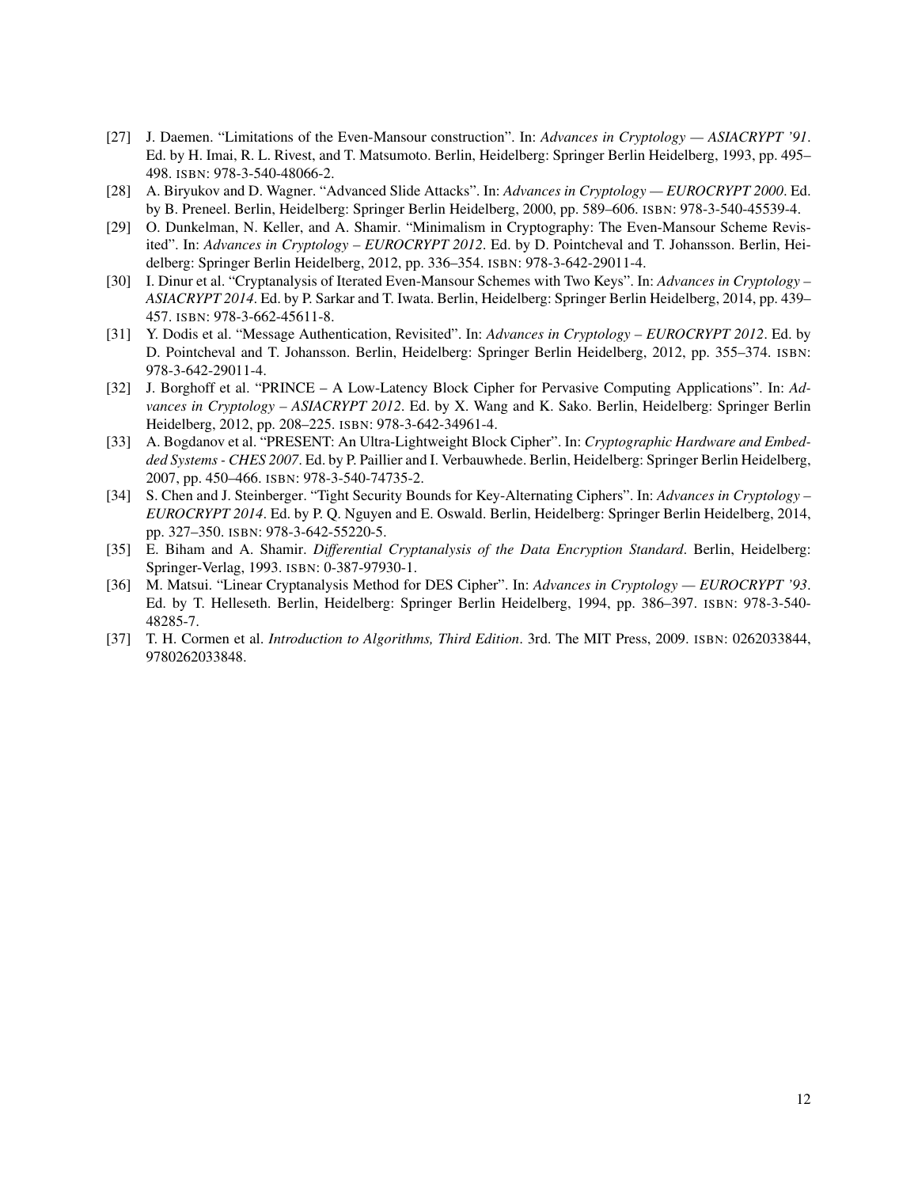[27] J. Daemen. "Limitations of the Even-Mansour construction". In: *Advances in Cryptology — ASIACRYPT '91*. Ed. by H. Imai, R. L. Rivest, and T. Matsumoto. Berlin, Heidelberg: Springer Berlin Heidelberg, 1993, pp. 495–498. ISBN: 978-3-540-48066-2.

[28] A. Biryukov and D. Wagner. "Advanced Slide Attacks". In: *Advances in Cryptology — EUROCRYPT 2000*. Ed. by B. Preneel. Berlin, Heidelberg: Springer Berlin Heidelberg, 2000, pp. 589–606. ISBN: 978-3-540-45539-4.

[29] O. Dunkelman, N. Keller, and A. Shamir. "Minimalism in Cryptography: The Even-Mansour Scheme Revisited". In: *Advances in Cryptology – EUROCRYPT 2012*. Ed. by D. Pointcheval and T. Johansson. Berlin, Heidelberg: Springer Berlin Heidelberg, 2012, pp. 336–354. ISBN: 978-3-642-29011-4.

[30] I. Dinur et al. "Cryptanalysis of Iterated Even-Mansour Schemes with Two Keys". In: *Advances in Cryptology – ASIACRYPT 2014*. Ed. by P. Sarkar and T. Iwata. Berlin, Heidelberg: Springer Berlin Heidelberg, 2014, pp. 439–457. ISBN: 978-3-662-45611-8.

[31] Y. Dodis et al. "Message Authentication, Revisited". In: *Advances in Cryptology – EUROCRYPT 2012*. Ed. by D. Pointcheval and T. Johansson. Berlin, Heidelberg: Springer Berlin Heidelberg, 2012, pp. 355–374. ISBN: 978-3-642-29011-4.

[32] J. Borghoff et al. "PRINCE – A Low-Latency Block Cipher for Pervasive Computing Applications". In: *Advances in Cryptology – ASIACRYPT 2012*. Ed. by X. Wang and K. Sako. Berlin, Heidelberg: Springer Berlin Heidelberg, 2012, pp. 208–225. ISBN: 978-3-642-34961-4.

[33] A. Bogdanov et al. "PRESENT: An Ultra-Lightweight Block Cipher". In: *Cryptographic Hardware and Embedded Systems - CHES 2007*. Ed. by P. Paillier and I. Verbauwhede. Berlin, Heidelberg: Springer Berlin Heidelberg, 2007, pp. 450–466. ISBN: 978-3-540-74735-2.

[34] S. Chen and J. Steinberger. "Tight Security Bounds for Key-Alternating Ciphers". In: *Advances in Cryptology – EUROCRYPT 2014*. Ed. by P. Q. Nguyen and E. Oswald. Berlin, Heidelberg: Springer Berlin Heidelberg, 2014, pp. 327–350. ISBN: 978-3-642-55220-5.

[35] E. Biham and A. Shamir. *Differential Cryptanalysis of the Data Encryption Standard*. Berlin, Heidelberg: Springer-Verlag, 1993. ISBN: 0-387-97930-1.

[36] M. Matsui. "Linear Cryptanalysis Method for DES Cipher". In: *Advances in Cryptology — EUROCRYPT '93*. Ed. by T. Helleseth. Berlin, Heidelberg: Springer Berlin Heidelberg, 1994, pp. 386–397. ISBN: 978-3-540-48285-7.

[37] T. H. Cormen et al. *Introduction to Algorithms, Third Edition*. 3rd. The MIT Press, 2009. ISBN: 0262033844, 9780262033848.